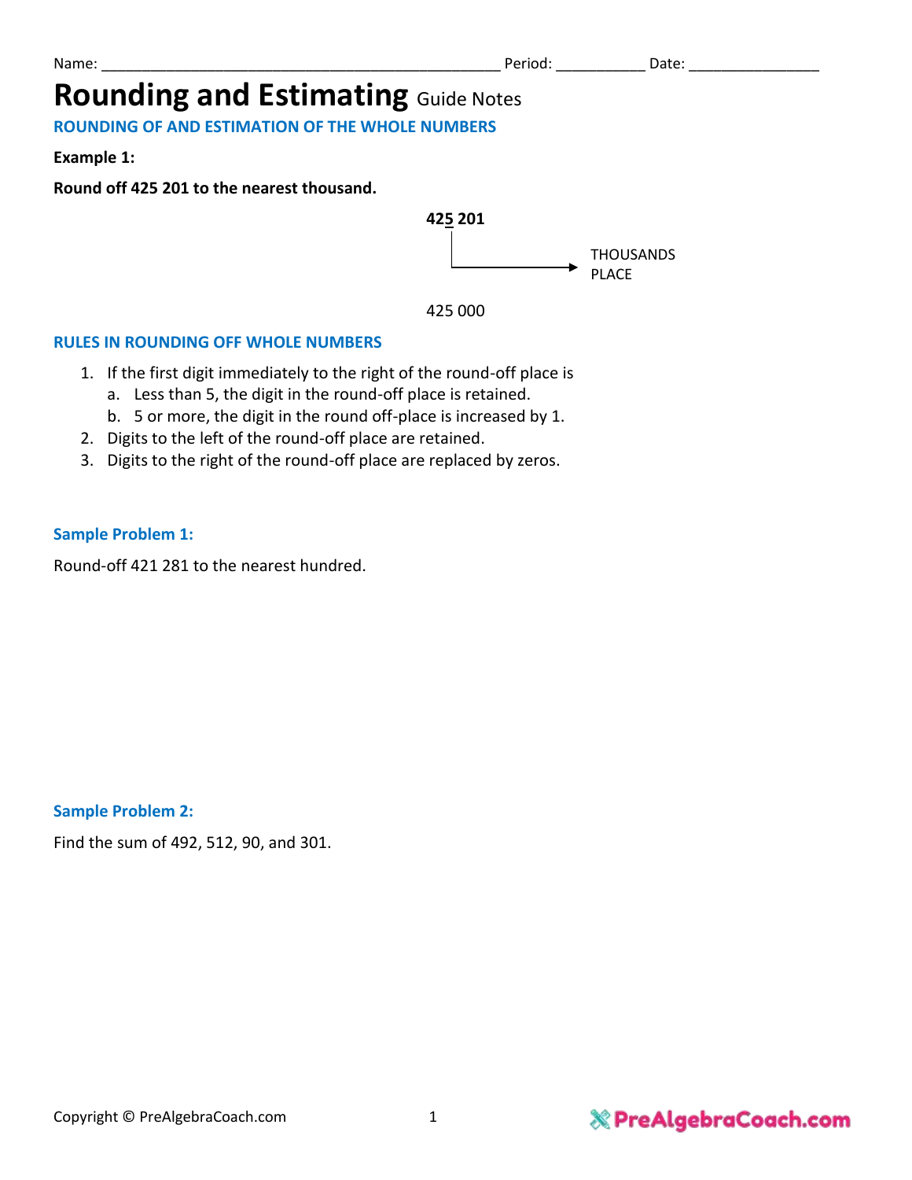Name: ______________________________________________ Period: __________ Date: _______________

# Rounding and Estimating Guide Notes

## ROUNDING OF AND ESTIMATION OF THE WHOLE NUMBERS

**Example 1:**

**Round off 425 201 to the nearest thousand.**

**425 201**

THOUSANDS PLACE

425 000

## RULES IN ROUNDING OFF WHOLE NUMBERS

1. If the first digit immediately to the right of the round-off place is
   a. Less than 5, the digit in the round-off place is retained.
   b. 5 or more, the digit in the round off-place is increased by 1.
2. Digits to the left of the round-off place are retained.
3. Digits to the right of the round-off place are replaced by zeros.

### Sample Problem 1:

Round-off 421 281 to the nearest hundred.

### Sample Problem 2:

Find the sum of 492, 512, 90, and 301.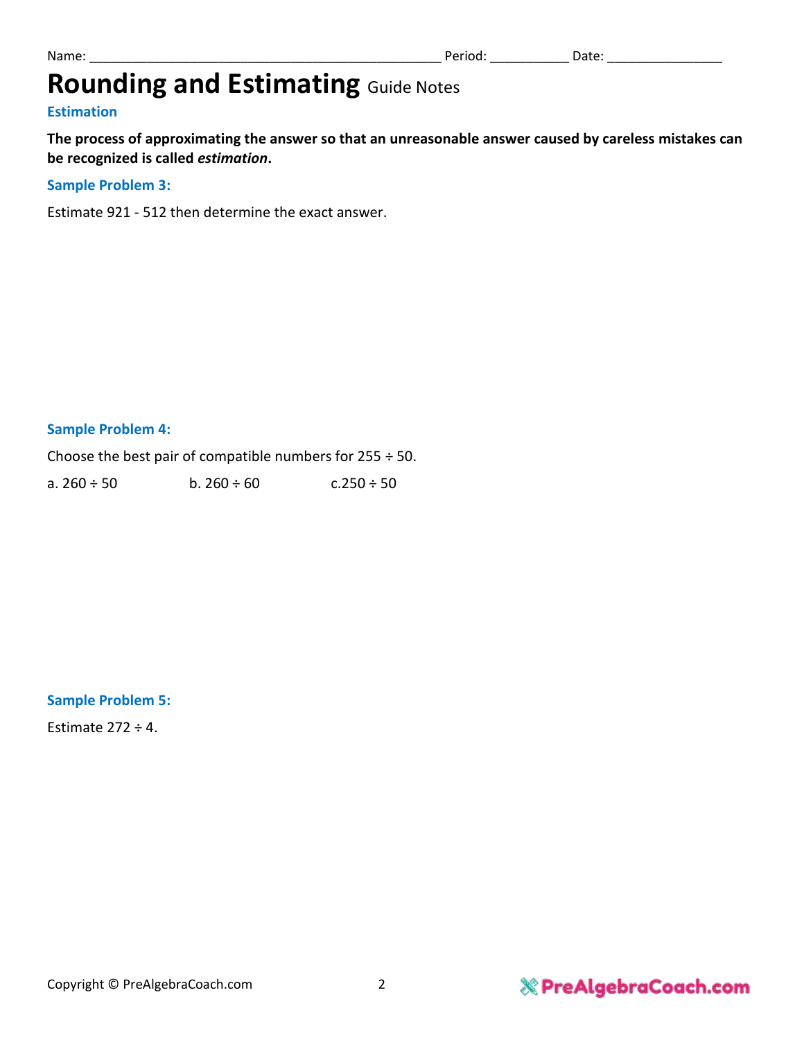Name: ______________________________________________ Period: __________ Date: _______________

# Rounding and Estimating Guide Notes

### Estimation

**The process of approximating the answer so that an unreasonable answer caused by careless mistakes can be recognized is called *estimation*.**

### Sample Problem 3:

Estimate 921 - 512 then determine the exact answer.

### Sample Problem 4:

Choose the best pair of compatible numbers for 255 ÷ 50.

a. 260 ÷ 50 b. 260 ÷ 60 c.250 ÷ 50

### Sample Problem 5:

Estimate 272 ÷ 4.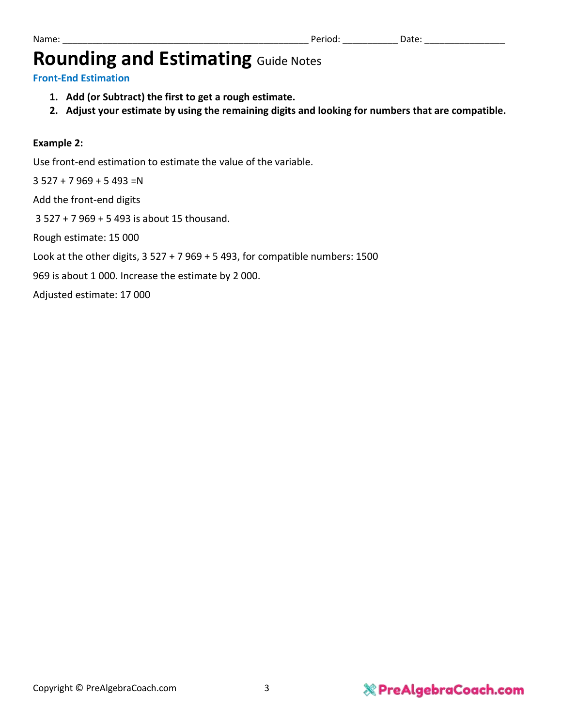Name: _______________________________________________ Period: __________ Date: _______________

# Rounding and Estimating Guide Notes

**Front-End Estimation**

1. **Add (or Subtract) the first to get a rough estimate.**
2. **Adjust your estimate by using the remaining digits and looking for numbers that are compatible.**

**Example 2:**

Use front-end estimation to estimate the value of the variable.

3 527 + 7 969 + 5 493 =N

Add the front-end digits

3 527 + 7 969 + 5 493 is about 15 thousand.

Rough estimate: 15 000

Look at the other digits, 3 527 + 7 969 + 5 493, for compatible numbers: 1500

969 is about 1 000. Increase the estimate by 2 000.

Adjusted estimate: 17 000